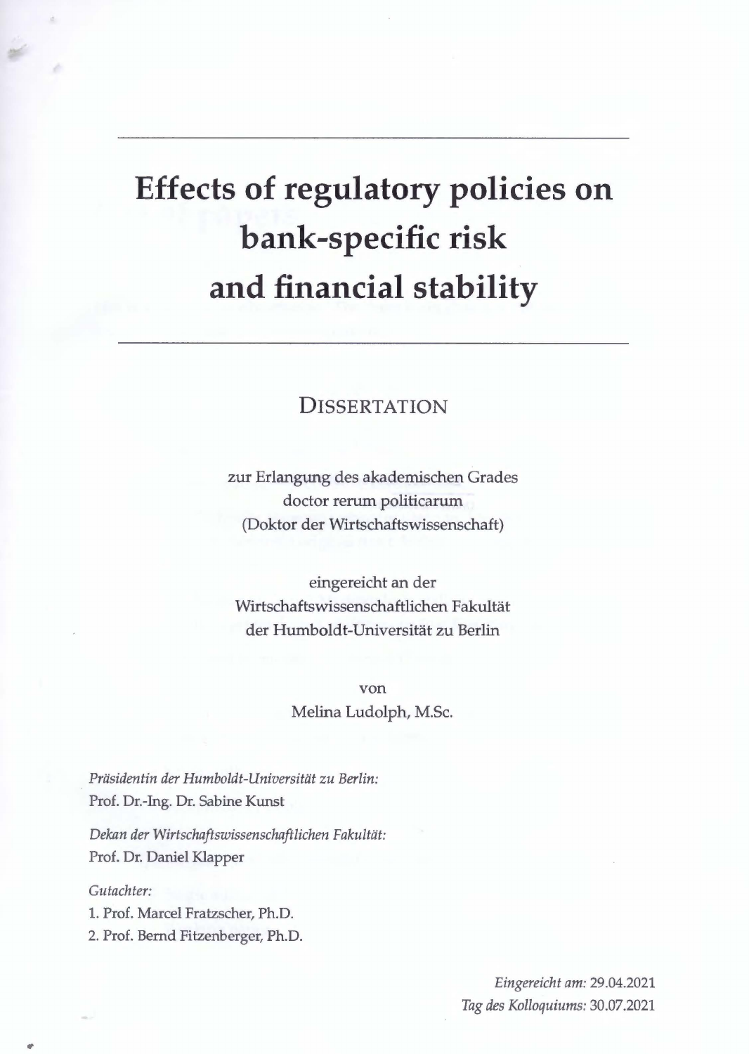# Effects of regulatory policies on bank-specific risk and financial stability

## DISSERTATION

zur Erlangung des akademischen Grades
doctor rerum politicarum
(Doktor der Wirtschaftswissenschaft)

eingereicht an der
Wirtschaftswissenschaftlichen Fakultät
der Humboldt-Universität zu Berlin

von
Melina Ludolph, M.Sc.

*Präsidentin der Humboldt-Universität zu Berlin:*
Prof. Dr.-Ing. Dr. Sabine Kunst

*Dekan der Wirtschaftswissenschaftlichen Fakultät:*
Prof. Dr. Daniel Klapper

*Gutachter:*
1. Prof. Marcel Fratzscher, Ph.D.
2. Prof. Bernd Fitzenberger, Ph.D.

*Eingereicht am:* 29.04.2021
*Tag des Kolloquiums:* 30.07.2021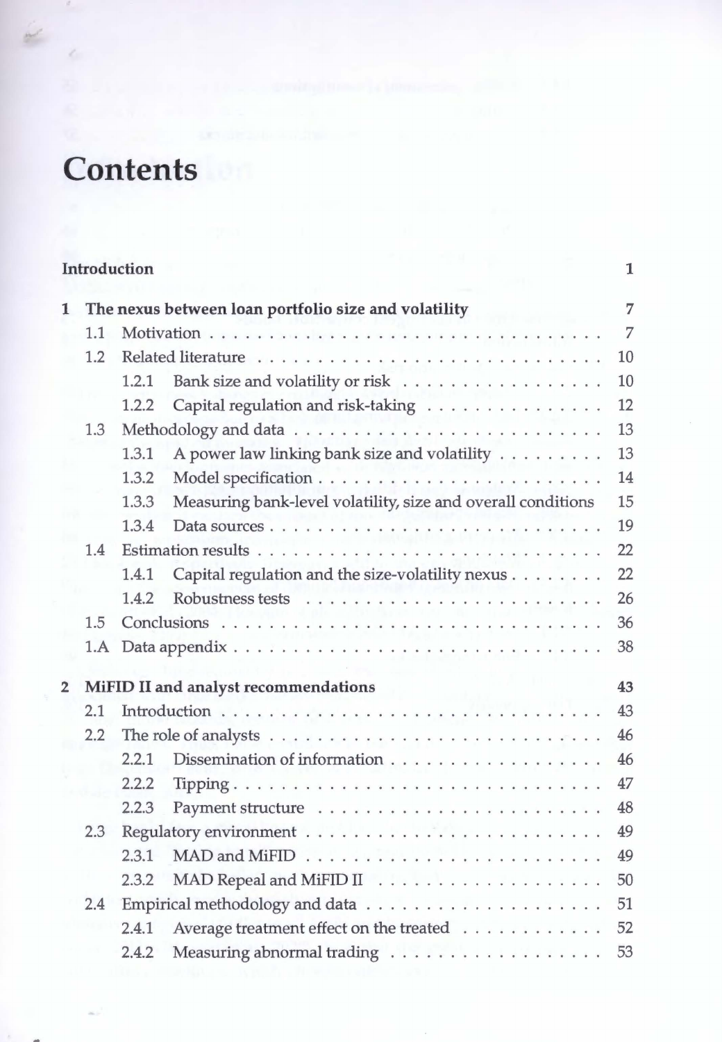# Contents

| | |
|---|---|
| **Introduction** | **1** |
| **1 The nexus between loan portfolio size and volatility** | **7** |
| 1.1 Motivation | 7 |
| 1.2 Related literature | 10 |
| 1.2.1 Bank size and volatility or risk | 10 |
| 1.2.2 Capital regulation and risk-taking | 12 |
| 1.3 Methodology and data | 13 |
| 1.3.1 A power law linking bank size and volatility | 13 |
| 1.3.2 Model specification | 14 |
| 1.3.3 Measuring bank-level volatility, size and overall conditions | 15 |
| 1.3.4 Data sources | 19 |
| 1.4 Estimation results | 22 |
| 1.4.1 Capital regulation and the size-volatility nexus | 22 |
| 1.4.2 Robustness tests | 26 |
| 1.5 Conclusions | 36 |
| 1.A Data appendix | 38 |
| **2 MiFID II and analyst recommendations** | **43** |
| 2.1 Introduction | 43 |
| 2.2 The role of analysts | 46 |
| 2.2.1 Dissemination of information | 46 |
| 2.2.2 Tipping | 47 |
| 2.2.3 Payment structure | 48 |
| 2.3 Regulatory environment | 49 |
| 2.3.1 MAD and MiFID | 49 |
| 2.3.2 MAD Repeal and MiFID II | 50 |
| 2.4 Empirical methodology and data | 51 |
| 2.4.1 Average treatment effect on the treated | 52 |
| 2.4.2 Measuring abnormal trading | 53 |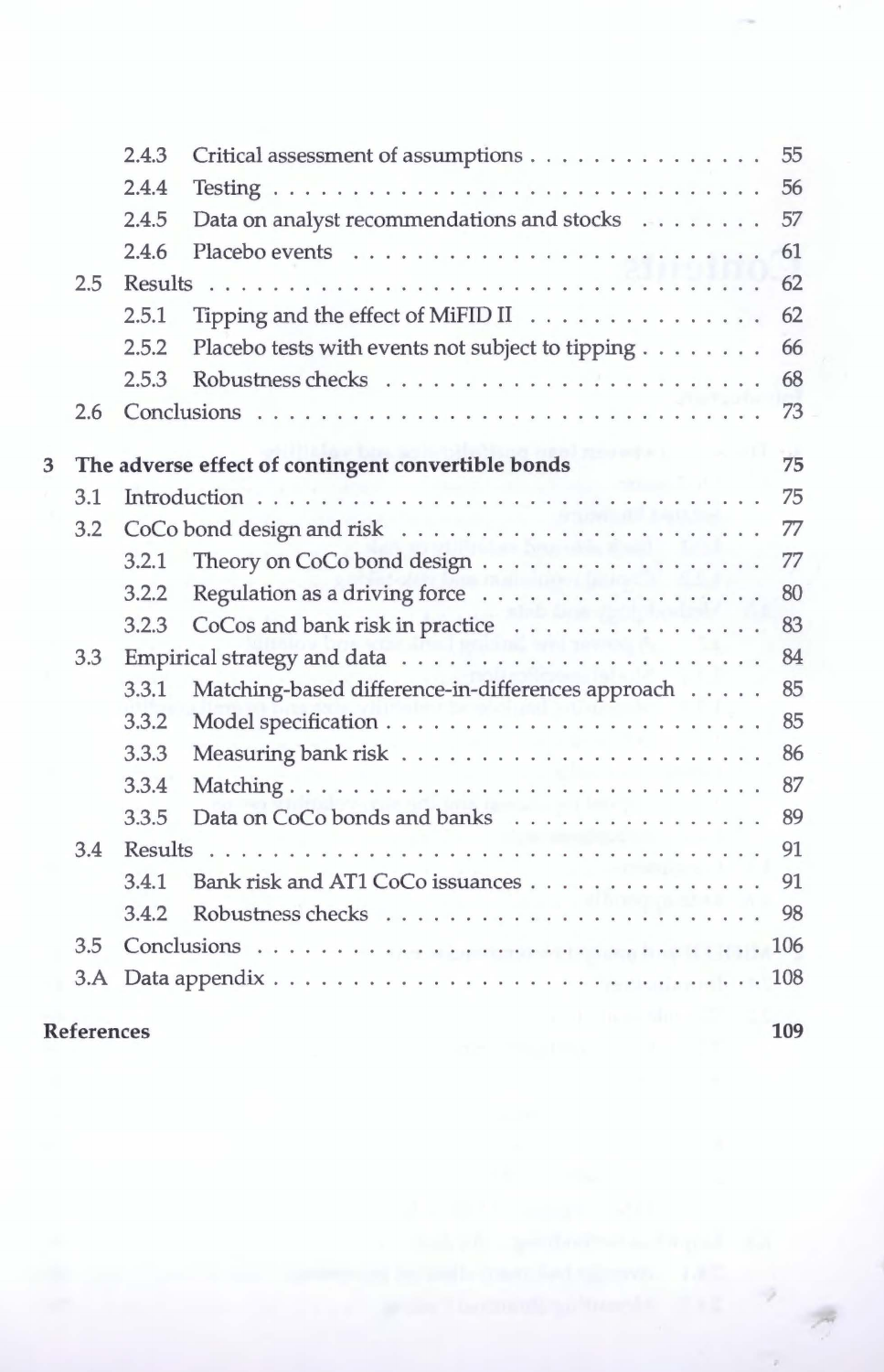- 2.4.3 Critical assessment of assumptions . . . . . . . . . . . . . . . 55
- 2.4.4 Testing . . . . . . . . . . . . . . . . . . . . . . . . . . . . . . 56
- 2.4.5 Data on analyst recommendations and stocks . . . . . . . . 57
- 2.4.6 Placebo events . . . . . . . . . . . . . . . . . . . . . . . . . 61

2.5 Results . . . . . . . . . . . . . . . . . . . . . . . . . . . . . . . . . 62

- 2.5.1 Tipping and the effect of MiFID II . . . . . . . . . . . . . . 62
- 2.5.2 Placebo tests with events not subject to tipping . . . . . . . . 66
- 2.5.3 Robustness checks . . . . . . . . . . . . . . . . . . . . . . . 68

2.6 Conclusions . . . . . . . . . . . . . . . . . . . . . . . . . . . . . . 73

**3 The adverse effect of contingent convertible bonds** **75**

3.1 Introduction . . . . . . . . . . . . . . . . . . . . . . . . . . . . . . 75

3.2 CoCo bond design and risk . . . . . . . . . . . . . . . . . . . . . . 77

- 3.2.1 Theory on CoCo bond design . . . . . . . . . . . . . . . . . 77
- 3.2.2 Regulation as a driving force . . . . . . . . . . . . . . . . . 80
- 3.2.3 CoCos and bank risk in practice . . . . . . . . . . . . . . . 83

3.3 Empirical strategy and data . . . . . . . . . . . . . . . . . . . . . . 84

- 3.3.1 Matching-based difference-in-differences approach . . . . . 85
- 3.3.2 Model specification . . . . . . . . . . . . . . . . . . . . . . . 85
- 3.3.3 Measuring bank risk . . . . . . . . . . . . . . . . . . . . . . 86
- 3.3.4 Matching . . . . . . . . . . . . . . . . . . . . . . . . . . . . 87
- 3.3.5 Data on CoCo bonds and banks . . . . . . . . . . . . . . . . 89

3.4 Results . . . . . . . . . . . . . . . . . . . . . . . . . . . . . . . . . 91

- 3.4.1 Bank risk and AT1 CoCo issuances . . . . . . . . . . . . . . 91
- 3.4.2 Robustness checks . . . . . . . . . . . . . . . . . . . . . . . 98

3.5 Conclusions . . . . . . . . . . . . . . . . . . . . . . . . . . . . . . 106

3.A Data appendix . . . . . . . . . . . . . . . . . . . . . . . . . . . . . 108

**References** **109**